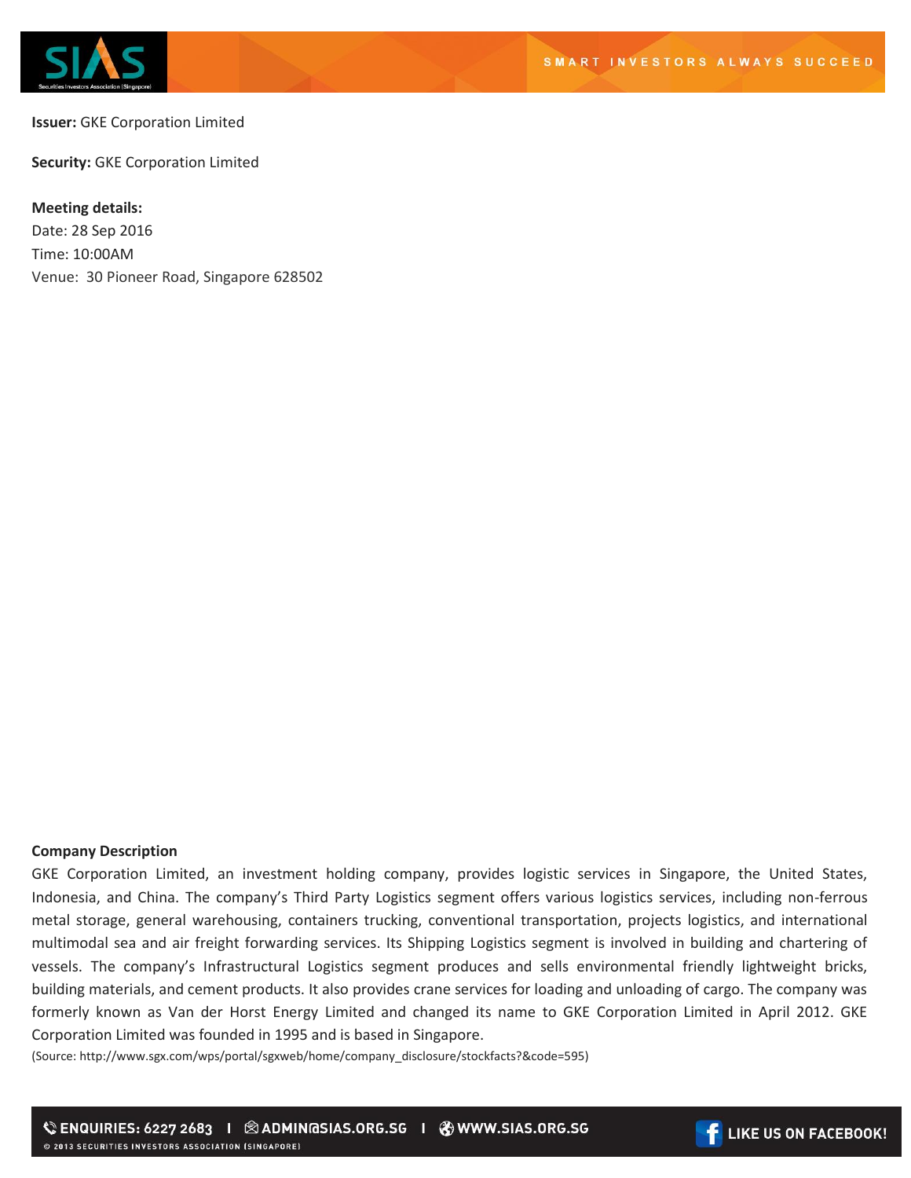**Issuer:** GKE Corporation Limited

**Security:** GKE Corporation Limited

**Meeting details:**
Date: 28 Sep 2016
Time: 10:00AM
Venue: 30 Pioneer Road, Singapore 628502

**Company Description**

GKE Corporation Limited, an investment holding company, provides logistic services in Singapore, the United States, Indonesia, and China. The company's Third Party Logistics segment offers various logistics services, including non-ferrous metal storage, general warehousing, containers trucking, conventional transportation, projects logistics, and international multimodal sea and air freight forwarding services. Its Shipping Logistics segment is involved in building and chartering of vessels. The company's Infrastructural Logistics segment produces and sells environmental friendly lightweight bricks, building materials, and cement products. It also provides crane services for loading and unloading of cargo. The company was formerly known as Van der Horst Energy Limited and changed its name to GKE Corporation Limited in April 2012. GKE Corporation Limited was founded in 1995 and is based in Singapore.

(Source: http://www.sgx.com/wps/portal/sgxweb/home/company_disclosure/stockfacts?&code=595)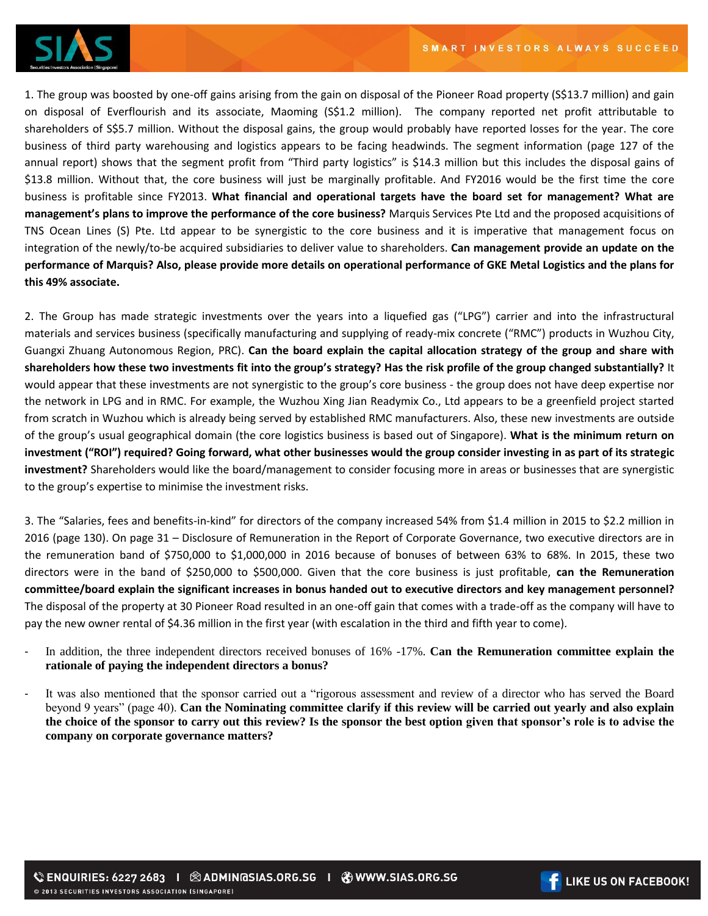1. The group was boosted by one-off gains arising from the gain on disposal of the Pioneer Road property (S$13.7 million) and gain on disposal of Everflourish and its associate, Maoming (S$1.2 million). The company reported net profit attributable to shareholders of S$5.7 million. Without the disposal gains, the group would probably have reported losses for the year. The core business of third party warehousing and logistics appears to be facing headwinds. The segment information (page 127 of the annual report) shows that the segment profit from "Third party logistics" is $14.3 million but this includes the disposal gains of $13.8 million. Without that, the core business will just be marginally profitable. And FY2016 would be the first time the core business is profitable since FY2013. **What financial and operational targets have the board set for management? What are management's plans to improve the performance of the core business?** Marquis Services Pte Ltd and the proposed acquisitions of TNS Ocean Lines (S) Pte. Ltd appear to be synergistic to the core business and it is imperative that management focus on integration of the newly/to-be acquired subsidiaries to deliver value to shareholders. **Can management provide an update on the performance of Marquis? Also, please provide more details on operational performance of GKE Metal Logistics and the plans for this 49% associate.**

2. The Group has made strategic investments over the years into a liquefied gas ("LPG") carrier and into the infrastructural materials and services business (specifically manufacturing and supplying of ready-mix concrete ("RMC") products in Wuzhou City, Guangxi Zhuang Autonomous Region, PRC). **Can the board explain the capital allocation strategy of the group and share with shareholders how these two investments fit into the group's strategy? Has the risk profile of the group changed substantially?** It would appear that these investments are not synergistic to the group's core business - the group does not have deep expertise nor the network in LPG and in RMC. For example, the Wuzhou Xing Jian Readymix Co., Ltd appears to be a greenfield project started from scratch in Wuzhou which is already being served by established RMC manufacturers. Also, these new investments are outside of the group's usual geographical domain (the core logistics business is based out of Singapore). **What is the minimum return on investment ("ROI") required? Going forward, what other businesses would the group consider investing in as part of its strategic investment?** Shareholders would like the board/management to consider focusing more in areas or businesses that are synergistic to the group's expertise to minimise the investment risks.

3. The "Salaries, fees and benefits-in-kind" for directors of the company increased 54% from $1.4 million in 2015 to $2.2 million in 2016 (page 130). On page 31 – Disclosure of Remuneration in the Report of Corporate Governance, two executive directors are in the remuneration band of $750,000 to $1,000,000 in 2016 because of bonuses of between 63% to 68%. In 2015, these two directors were in the band of $250,000 to $500,000. Given that the core business is just profitable, **can the Remuneration committee/board explain the significant increases in bonus handed out to executive directors and key management personnel?** The disposal of the property at 30 Pioneer Road resulted in an one-off gain that comes with a trade-off as the company will have to pay the new owner rental of $4.36 million in the first year (with escalation in the third and fifth year to come).

- In addition, the three independent directors received bonuses of 16% -17%. **Can the Remuneration committee explain the rationale of paying the independent directors a bonus?**
- It was also mentioned that the sponsor carried out a "rigorous assessment and review of a director who has served the Board beyond 9 years" (page 40). **Can the Nominating committee clarify if this review will be carried out yearly and also explain the choice of the sponsor to carry out this review? Is the sponsor the best option given that sponsor's role is to advise the company on corporate governance matters?**